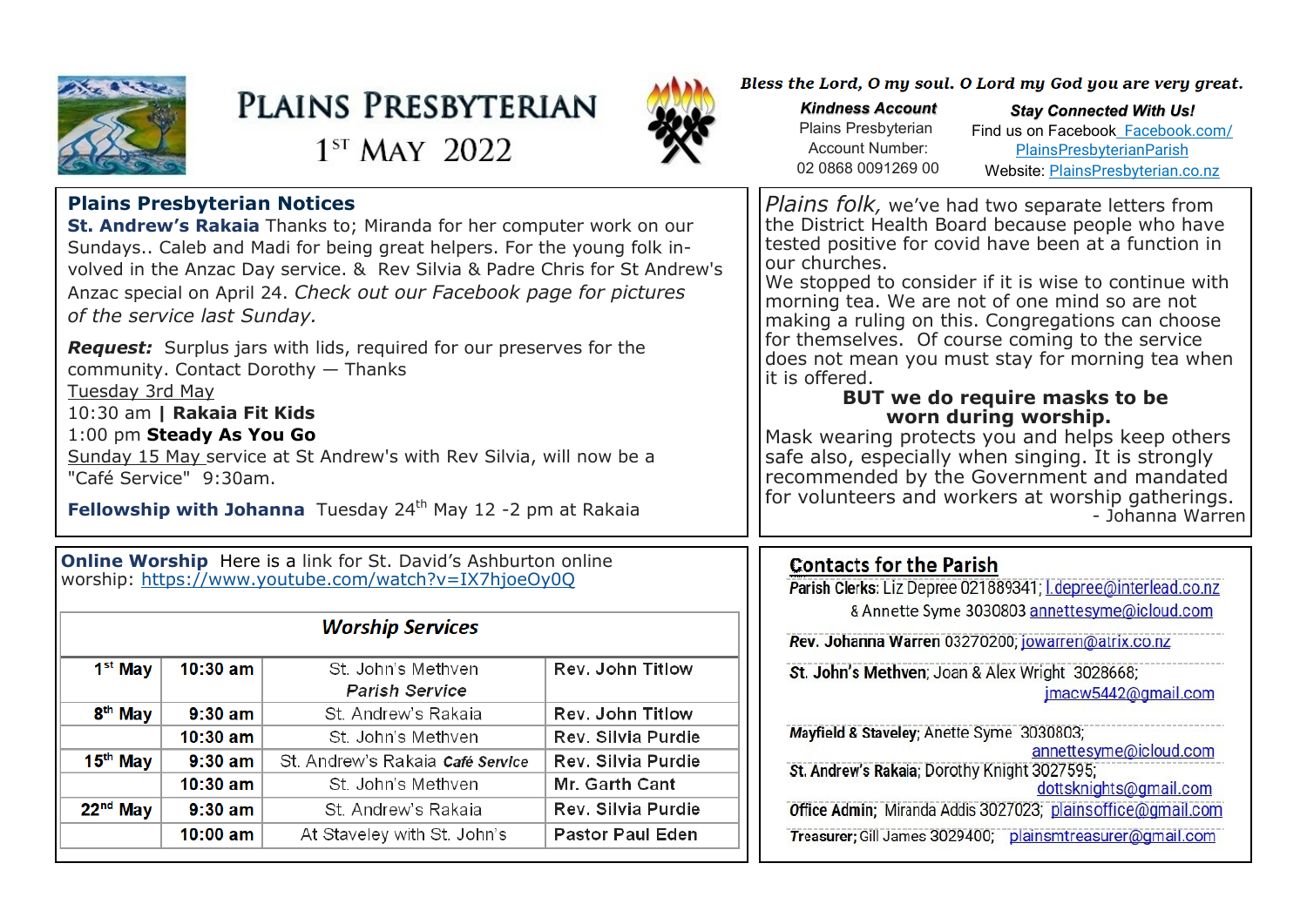# PLAINS PRESBYTERIAN

1ST MAY 2022

*Bless the Lord, O my soul. O Lord my God you are very great.*

**Kindness Account**
Plains Presbyterian
Account Number:
02 0868 0091269 00

**Stay Connected With Us!**
Find us on Facebook Facebook.com/PlainsPresbyterianParish
Website: PlainsPresbyterian.co.nz

## Plains Presbyterian Notices

**St. Andrew's Rakaia** Thanks to; Miranda for her computer work on our Sundays.. Caleb and Madi for being great helpers. For the young folk involved in the Anzac Day service. & Rev Silvia & Padre Chris for St Andrew's Anzac special on April 24. *Check out our Facebook page for pictures of the service last Sunday.*

***Request:*** Surplus jars with lids, required for our preserves for the community. Contact Dorothy — Thanks

Tuesday 3rd May
10:30 am | **Rakaia Fit Kids**
1:00 pm **Steady As You Go**

Sunday 15 May service at St Andrew's with Rev Silvia, will now be a "Café Service" 9:30am.

**Fellowship with Johanna** Tuesday 24th May 12 -2 pm at Rakaia

*Plains folk,* we've had two separate letters from the District Health Board because people who have tested positive for covid have been at a function in our churches.
We stopped to consider if it is wise to continue with morning tea. We are not of one mind so are not making a ruling on this. Congregations can choose for themselves. Of course coming to the service does not mean you must stay for morning tea when it is offered.

**BUT we do require masks to be worn during worship.**

Mask wearing protects you and helps keep others safe also, especially when singing. It is strongly recommended by the Government and mandated for volunteers and workers at worship gatherings.
- Johanna Warren

**Online Worship** Here is a link for St. David's Ashburton online worship: https://www.youtube.com/watch?v=IX7hjoeOy0Q

| *Worship Services* | | | |
|---|---|---|---|
| 1st May | 10:30 am | St. John's Methven *Parish Service* | Rev. John Titlow |
| 8th May | 9:30 am | St. Andrew's Rakaia | Rev. John Titlow |
| | 10:30 am | St. John's Methven | Rev. Silvia Purdie |
| 15th May | 9:30 am | St. Andrew's Rakaia *Café Service* | Rev. Silvia Purdie |
| | 10:30 am | St. John's Methven | Mr. Garth Cant |
| 22nd May | 9:30 am | St. Andrew's Rakaia | Rev. Silvia Purdie |
| | 10:00 am | At Staveley with St. John's | Pastor Paul Eden |

## Contacts for the Parish

**Parish Clerks**: Liz Depree 021889341; l.depree@interlead.co.nz
& Annette Syme 3030803 annettesyme@icloud.com

***Rev.* Johanna Warren** 03270200; jowarren@atrix.co.nz

**St. John's Methven**; Joan & Alex Wright 3028668; jmacw5442@gmail.com

***Mayfield* & Staveley**; Anette Syme 3030803; annettesyme@icloud.com

**St. Andrew's Rakaia**; Dorothy Knight 3027595; dottsknights@gmail.com

**Office Admin**; Miranda Addis 3027023; plainsoffice@gmail.com

***Treasurer*;** Gill James 3029400; plainsmtreasurer@gmail.com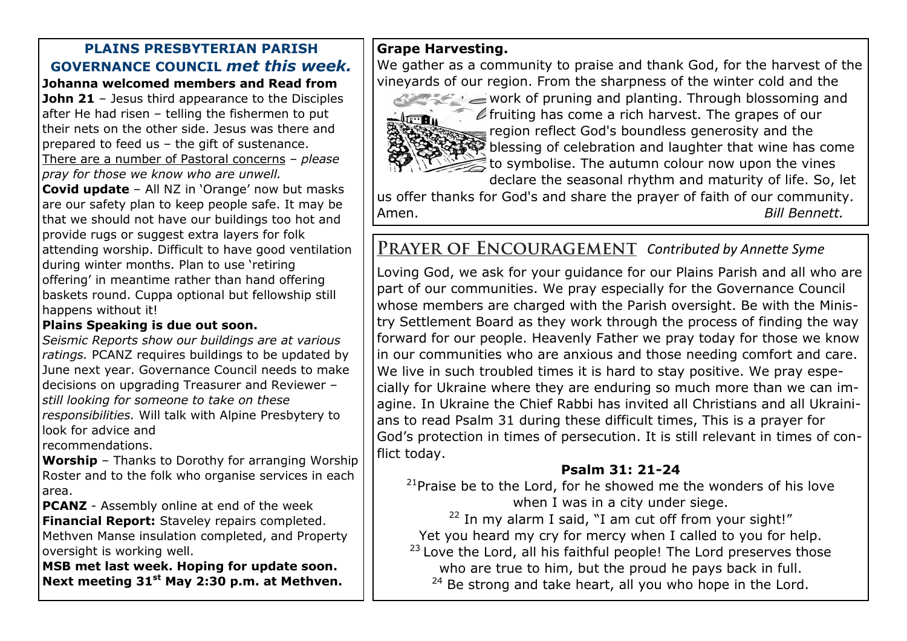## PLAINS PRESBYTERIAN PARISH GOVERNANCE COUNCIL *met this week.*

**Johanna welcomed members and Read from John 21** – Jesus third appearance to the Disciples after He had risen – telling the fishermen to put their nets on the other side. Jesus was there and prepared to feed us – the gift of sustenance.

There are a number of Pastoral concerns – *please pray for those we know who are unwell.*

**Covid update** – All NZ in 'Orange' now but masks are our safety plan to keep people safe. It may be that we should not have our buildings too hot and provide rugs or suggest extra layers for folk attending worship. Difficult to have good ventilation during winter months. Plan to use 'retiring offering' in meantime rather than hand offering baskets round. Cuppa optional but fellowship still happens without it!

**Plains Speaking is due out soon.**

*Seismic Reports show our buildings are at various ratings.* PCANZ requires buildings to be updated by June next year. Governance Council needs to make decisions on upgrading Treasurer and Reviewer – *still looking for someone to take on these responsibilities.* Will talk with Alpine Presbytery to look for advice and recommendations.

**Worship** – Thanks to Dorothy for arranging Worship Roster and to the folk who organise services in each area.

**PCANZ** - Assembly online at end of the week

**Financial Report:** Staveley repairs completed. Methven Manse insulation completed, and Property oversight is working well.

**MSB met last week. Hoping for update soon. Next meeting 31st May 2:30 p.m. at Methven.**

## Grape Harvesting.

We gather as a community to praise and thank God, for the harvest of the vineyards of our region. From the sharpness of the winter cold and the work of pruning and planting. Through blossoming and fruiting has come a rich harvest. The grapes of our region reflect God's boundless generosity and the blessing of celebration and laughter that wine has come to symbolise. The autumn colour now upon the vines declare the seasonal rhythm and maturity of life. So, let us offer thanks for God's and share the prayer of faith of our community. Amen.

*Bill Bennett.*

## Prayer of Encouragement *Contributed by Annette Syme*

Loving God, we ask for your guidance for our Plains Parish and all who are part of our communities. We pray especially for the Governance Council whose members are charged with the Parish oversight. Be with the Ministry Settlement Board as they work through the process of finding the way forward for our people. Heavenly Father we pray today for those we know in our communities who are anxious and those needing comfort and care. We live in such troubled times it is hard to stay positive. We pray especially for Ukraine where they are enduring so much more than we can imagine. In Ukraine the Chief Rabbi has invited all Christians and all Ukrainians to read Psalm 31 during these difficult times, This is a prayer for God's protection in times of persecution. It is still relevant in times of conflict today.

**Psalm 31: 21-24**

21 Praise be to the Lord, for he showed me the wonders of his love when I was in a city under siege.

22 In my alarm I said, "I am cut off from your sight!"
Yet you heard my cry for mercy when I called to you for help.

23 Love the Lord, all his faithful people! The Lord preserves those who are true to him, but the proud he pays back in full.

24 Be strong and take heart, all you who hope in the Lord.